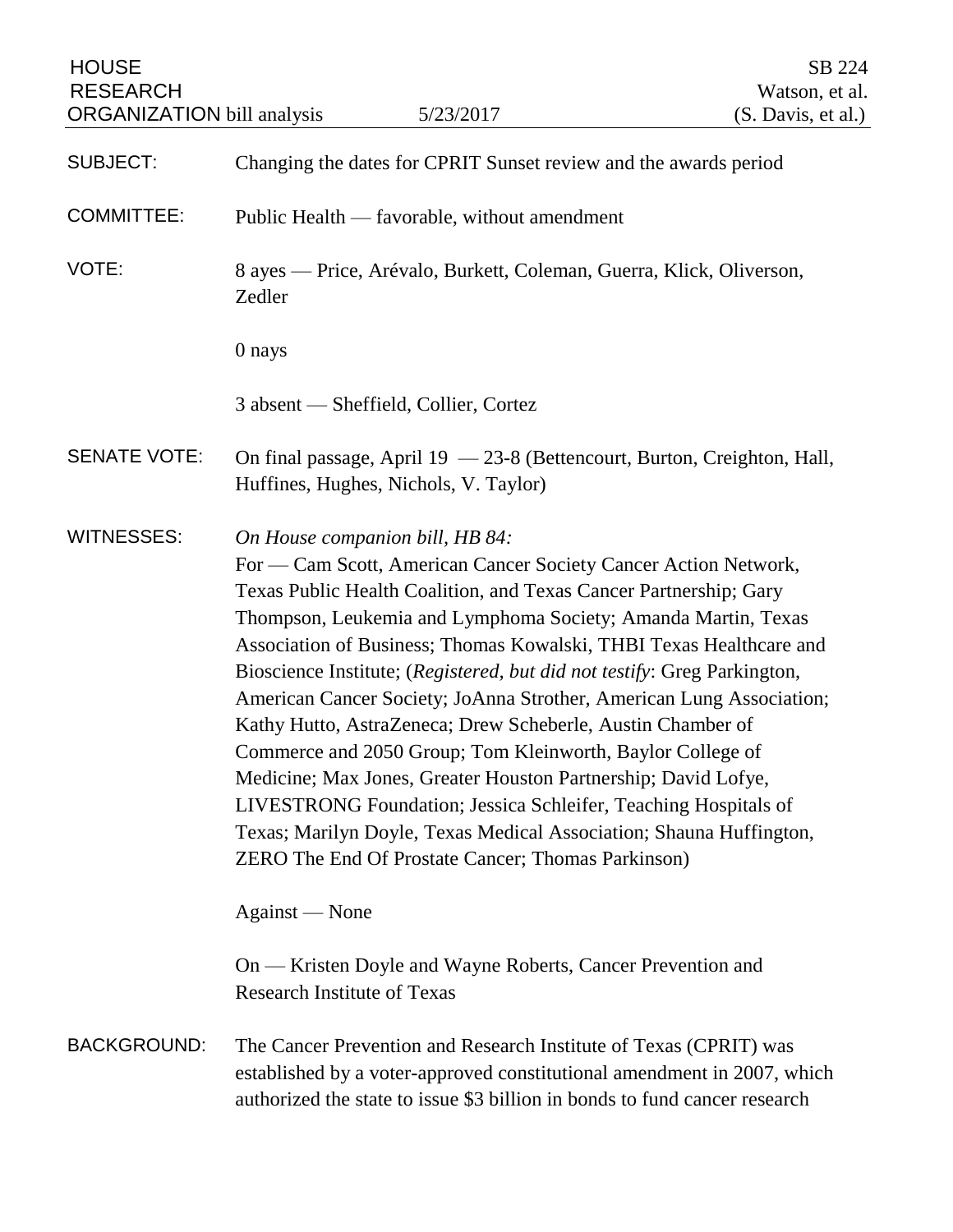HOUSE RESEARCH ORGANIZATION bill analysis 5/23/2017

SB 224
Watson, et al.
(S. Davis, et al.)

**SUBJECT:** Changing the dates for CPRIT Sunset review and the awards period

**COMMITTEE:** Public Health — favorable, without amendment

**VOTE:** 8 ayes — Price, Arévalo, Burkett, Coleman, Guerra, Klick, Oliverson, Zedler

0 nays

3 absent — Sheffield, Collier, Cortez

**SENATE VOTE:** On final passage, April 19 — 23-8 (Bettencourt, Burton, Creighton, Hall, Huffines, Hughes, Nichols, V. Taylor)

**WITNESSES:** *On House companion bill, HB 84:*
For — Cam Scott, American Cancer Society Cancer Action Network, Texas Public Health Coalition, and Texas Cancer Partnership; Gary Thompson, Leukemia and Lymphoma Society; Amanda Martin, Texas Association of Business; Thomas Kowalski, THBI Texas Healthcare and Bioscience Institute; (*Registered, but did not testify*: Greg Parkington, American Cancer Society; JoAnna Strother, American Lung Association; Kathy Hutto, AstraZeneca; Drew Scheberle, Austin Chamber of Commerce and 2050 Group; Tom Kleinworth, Baylor College of Medicine; Max Jones, Greater Houston Partnership; David Lofye, LIVESTRONG Foundation; Jessica Schleifer, Teaching Hospitals of Texas; Marilyn Doyle, Texas Medical Association; Shauna Huffington, ZERO The End Of Prostate Cancer; Thomas Parkinson)

Against — None

On — Kristen Doyle and Wayne Roberts, Cancer Prevention and Research Institute of Texas

**BACKGROUND:** The Cancer Prevention and Research Institute of Texas (CPRIT) was established by a voter-approved constitutional amendment in 2007, which authorized the state to issue $3 billion in bonds to fund cancer research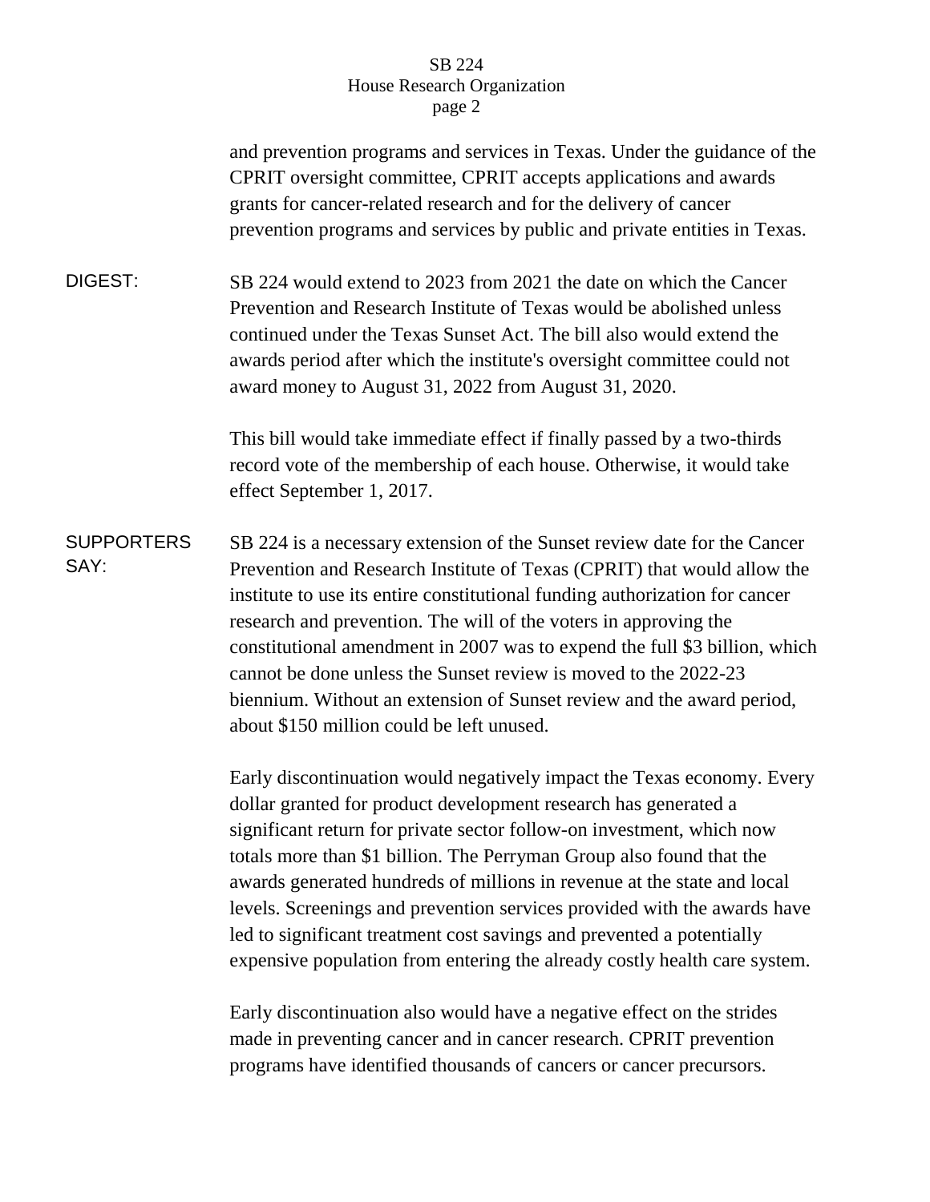and prevention programs and services in Texas. Under the guidance of the CPRIT oversight committee, CPRIT accepts applications and awards grants for cancer-related research and for the delivery of cancer prevention programs and services by public and private entities in Texas.

**DIGEST:**

SB 224 would extend to 2023 from 2021 the date on which the Cancer Prevention and Research Institute of Texas would be abolished unless continued under the Texas Sunset Act. The bill also would extend the awards period after which the institute's oversight committee could not award money to August 31, 2022 from August 31, 2020.

This bill would take immediate effect if finally passed by a two-thirds record vote of the membership of each house. Otherwise, it would take effect September 1, 2017.

**SUPPORTERS SAY:**

SB 224 is a necessary extension of the Sunset review date for the Cancer Prevention and Research Institute of Texas (CPRIT) that would allow the institute to use its entire constitutional funding authorization for cancer research and prevention. The will of the voters in approving the constitutional amendment in 2007 was to expend the full $3 billion, which cannot be done unless the Sunset review is moved to the 2022-23 biennium. Without an extension of Sunset review and the award period, about $150 million could be left unused.

Early discontinuation would negatively impact the Texas economy. Every dollar granted for product development research has generated a significant return for private sector follow-on investment, which now totals more than $1 billion. The Perryman Group also found that the awards generated hundreds of millions in revenue at the state and local levels. Screenings and prevention services provided with the awards have led to significant treatment cost savings and prevented a potentially expensive population from entering the already costly health care system.

Early discontinuation also would have a negative effect on the strides made in preventing cancer and in cancer research. CPRIT prevention programs have identified thousands of cancers or cancer precursors.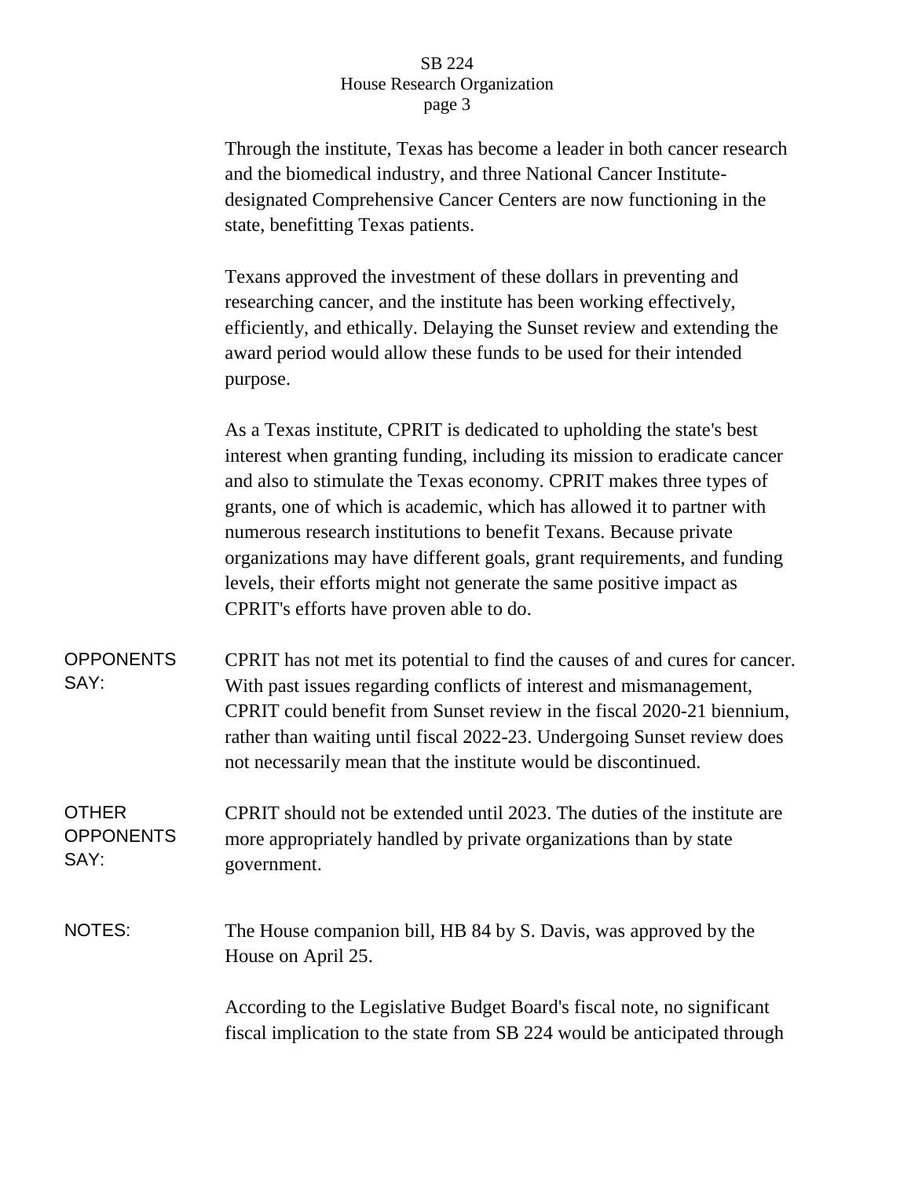Through the institute, Texas has become a leader in both cancer research and the biomedical industry, and three National Cancer Institute-designated Comprehensive Cancer Centers are now functioning in the state, benefitting Texas patients.

Texans approved the investment of these dollars in preventing and researching cancer, and the institute has been working effectively, efficiently, and ethically. Delaying the Sunset review and extending the award period would allow these funds to be used for their intended purpose.

As a Texas institute, CPRIT is dedicated to upholding the state's best interest when granting funding, including its mission to eradicate cancer and also to stimulate the Texas economy. CPRIT makes three types of grants, one of which is academic, which has allowed it to partner with numerous research institutions to benefit Texans. Because private organizations may have different goals, grant requirements, and funding levels, their efforts might not generate the same positive impact as CPRIT's efforts have proven able to do.

**OPPONENTS SAY:** CPRIT has not met its potential to find the causes of and cures for cancer. With past issues regarding conflicts of interest and mismanagement, CPRIT could benefit from Sunset review in the fiscal 2020-21 biennium, rather than waiting until fiscal 2022-23. Undergoing Sunset review does not necessarily mean that the institute would be discontinued.

**OTHER OPPONENTS SAY:** CPRIT should not be extended until 2023. The duties of the institute are more appropriately handled by private organizations than by state government.

**NOTES:** The House companion bill, HB 84 by S. Davis, was approved by the House on April 25.

According to the Legislative Budget Board's fiscal note, no significant fiscal implication to the state from SB 224 would be anticipated through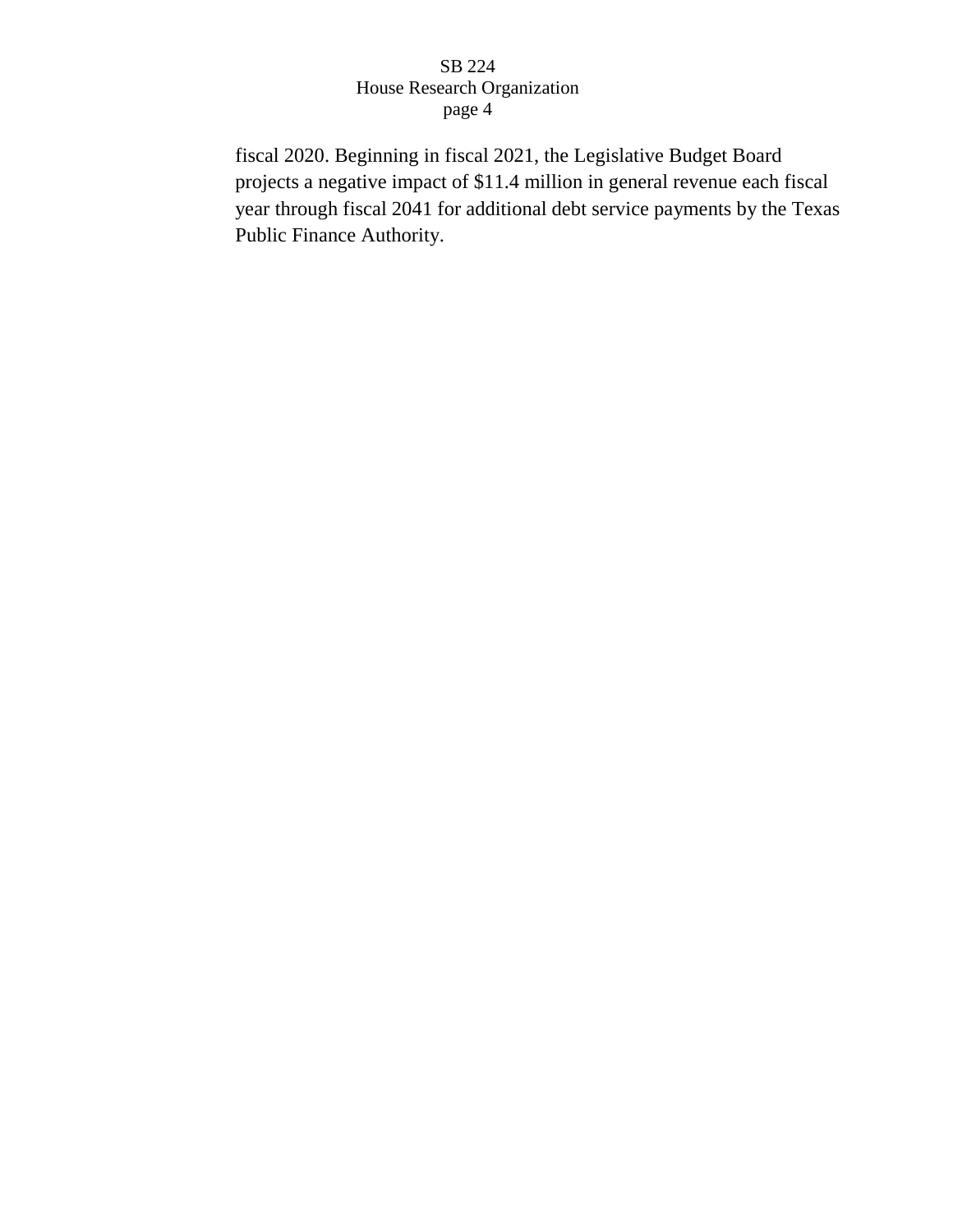fiscal 2020. Beginning in fiscal 2021, the Legislative Budget Board projects a negative impact of $11.4 million in general revenue each fiscal year through fiscal 2041 for additional debt service payments by the Texas Public Finance Authority.